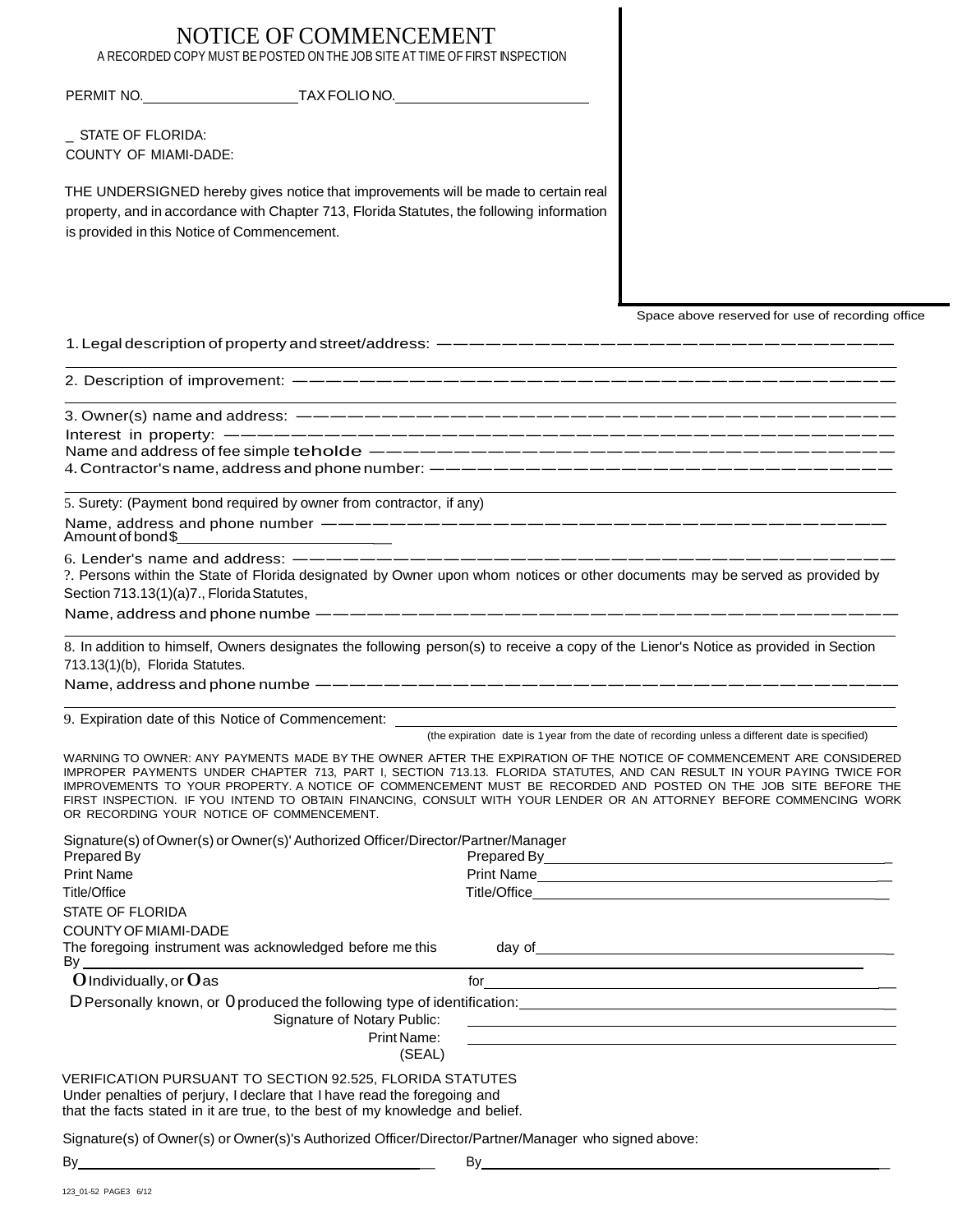# NOTICE OF COMMENCEMENT

A RECORDED COPY MUST BE POSTED ON THE JOB SITE AT TIME OF FIRST INSPECTION

PERMIT NO.____________________ TAX FOLIO NO.________________________

_ STATE OF FLORIDA:
COUNTY OF MIAMI-DADE:

THE UNDERSIGNED hereby gives notice that improvements will be made to certain real property, and in accordance with Chapter 713, Florida Statutes, the following information is provided in this Notice of Commencement.

Space above reserved for use of recording office

1. Legal description of property and street/address: ——————————————————————————

2. Description of improvement: ——————————————————————————

3. Owner(s) name and address: ——————————————————————————
Interest in property: ——————————————————————————
Name and address of fee simple teholde ——————————————————————————

4. Contractor's name, address and phone number: ——————————————————————————

5. Surety: (Payment bond required by owner from contractor, if any)
Name, address and phone number ——————————————————————————
Amount of bond $__________________________

6. Lender's name and address: ——————————————————————————

?. Persons within the State of Florida designated by Owner upon whom notices or other documents may be served as provided by Section 713.13(1)(a)7., Florida Statutes,
Name, address and phone numbe ——————————————————————————

8. In addition to himself, Owners designates the following person(s) to receive a copy of the Lienor's Notice as provided in Section 713.13(1)(b), Florida Statutes.
Name, address and phone numbe ——————————————————————————

9. Expiration date of this Notice of Commencement: ________________________________
(the expiration date is 1 year from the date of recording unless a different date is specified)

WARNING TO OWNER: ANY PAYMENTS MADE BY THE OWNER AFTER THE EXPIRATION OF THE NOTICE OF COMMENCEMENT ARE CONSIDERED IMPROPER PAYMENTS UNDER CHAPTER 713, PART I, SECTION 713.13. FLORIDA STATUTES, AND CAN RESULT IN YOUR PAYING TWICE FOR IMPROVEMENTS TO YOUR PROPERTY. A NOTICE OF COMMENCEMENT MUST BE RECORDED AND POSTED ON THE JOB SITE BEFORE THE FIRST INSPECTION. IF YOU INTEND TO OBTAIN FINANCING, CONSULT WITH YOUR LENDER OR AN ATTORNEY BEFORE COMMENCING WORK OR RECORDING YOUR NOTICE OF COMMENCEMENT.

Signature(s) of Owner(s) or Owner(s)' Authorized Officer/Director/Partner/Manager

Prepared By                                        Prepared By________________________________
Print Name                                         Print Name_________________________________
Title/Office                                       Title/Office________________________________

STATE OF FLORIDA
COUNTY OF MIAMI-DADE
The foregoing instrument was acknowledged before me this ______ day of ________________________
By ______________________________________________
O Individually, or O as ______________________ for ________________________________
D Personally known, or O produced the following type of identification: ________________________

Signature of Notary Public: ________________________
Print Name: ________________________
(SEAL)

VERIFICATION PURSUANT TO SECTION 92.525, FLORIDA STATUTES
Under penalties of perjury, I declare that I have read the foregoing and that the facts stated in it are true, to the best of my knowledge and belief.

Signature(s) of Owner(s) or Owner(s)'s Authorized Officer/Director/Partner/Manager who signed above:

By______________________________________ By______________________________________

123_01-52 PAGE3 6/12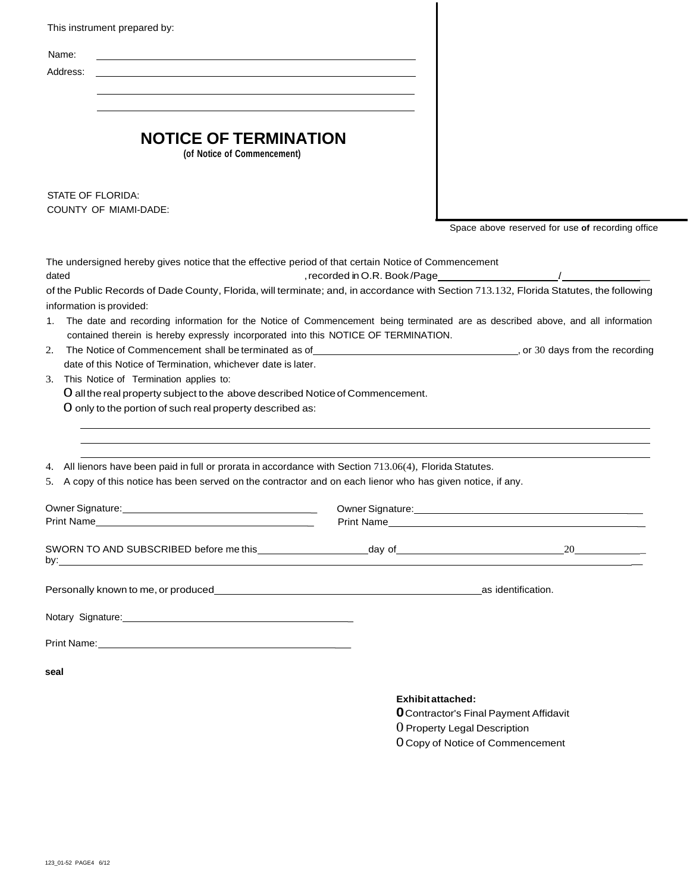This instrument prepared by:

Name: ______________________________

Address: ______________________________

______________________________

______________________________

# NOTICE OF TERMINATION

**(of Notice of Commencement)**

STATE OF FLORIDA:
COUNTY OF MIAMI-DADE:

Space above reserved for use **of** recording office

The undersigned hereby gives notice that the effective period of that certain Notice of Commencement dated ______________________, recorded in O.R. Book/Page ______________ / ______________ of the Public Records of Dade County, Florida, will terminate; and, in accordance with Section 713.132, Florida Statutes, the following information is provided:

1. The date and recording information for the Notice of Commencement being terminated are as described above, and all information contained therein is hereby expressly incorporated into this NOTICE OF TERMINATION.
2. The Notice of Commencement shall be terminated as of ______________________, or 30 days from the recording date of this Notice of Termination, whichever date is later.
3. This Notice of Termination applies to:
   - O all the real property subject to the above described Notice of Commencement.
   - O only to the portion of such real property described as:

   ______________________________

   ______________________________

   ______________________________

4. All lienors have been paid in full or prorata in accordance with Section 713.06(4), Florida Statutes.
5. A copy of this notice has been served on the contractor and on each lienor who has given notice, if any.

Owner Signature: ______________________ Owner Signature: ______________________
Print Name ______________________ Print Name ______________________

SWORN TO AND SUBSCRIBED before me this ______________ day of ______________________ 20__________
by: ______________________________

Personally known to me, or produced ______________________________ as identification.

Notary Signature: ______________________________

Print Name: ______________________________

**seal**

**Exhibit attached:**

- O Contractor's Final Payment Affidavit
- O Property Legal Description
- O Copy of Notice of Commencement

123_01-52 PAGE4 6/12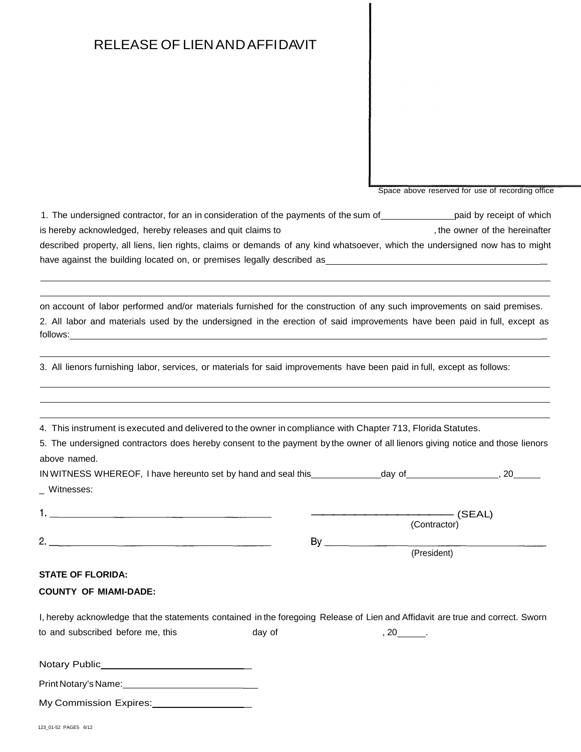# RELEASE OF LIEN AND AFFIDAVIT

Space above reserved for use of recording office

1. The undersigned contractor, for an in consideration of the payments of the sum of______________paid by receipt of which is hereby acknowledged, hereby releases and quit claims to , the owner of the hereinafter described property, all liens, lien rights, claims or demands of any kind whatsoever, which the undersigned now has to might have against the building located on, or premises legally described as___________________________________________

_____________________________________________________________________________________________

_____________________________________________________________________________________________

on account of labor performed and/or materials furnished for the construction of any such improvements on said premises.

2. All labor and materials used by the undersigned in the erection of said improvements have been paid in full, except as follows:_____________________________________________________________________________________________

_____________________________________________________________________________________________

3. All lienors furnishing labor, services, or materials for said improvements have been paid in full, except as follows:

_____________________________________________________________________________________________

_____________________________________________________________________________________________

_____________________________________________________________________________________________

4. This instrument is executed and delivered to the owner in compliance with Chapter 713, Florida Statutes.

5. The undersigned contractors does hereby consent to the payment by the owner of all lienors giving notice and those lienors above named.

IN WITNESS WHEREOF, I have hereunto set by hand and seal this_____________day of_________________, 20_____

_ Witnesses:

1. ______________________________________ ______________________ (SEAL)
(Contractor)

2. ______________________________________ By ______________________________
(President)

**STATE OF FLORIDA:**

**COUNTY OF MIAMI-DADE:**

I, hereby acknowledge that the statements contained in the foregoing Release of Lien and Affidavit are true and correct. Sworn to and subscribed before me, this day of , 20_____.

Notary Public___________________________

Print Notary's Name:_______________________

My Commission Expires:_________________

123_01-52 PAGE5 6/12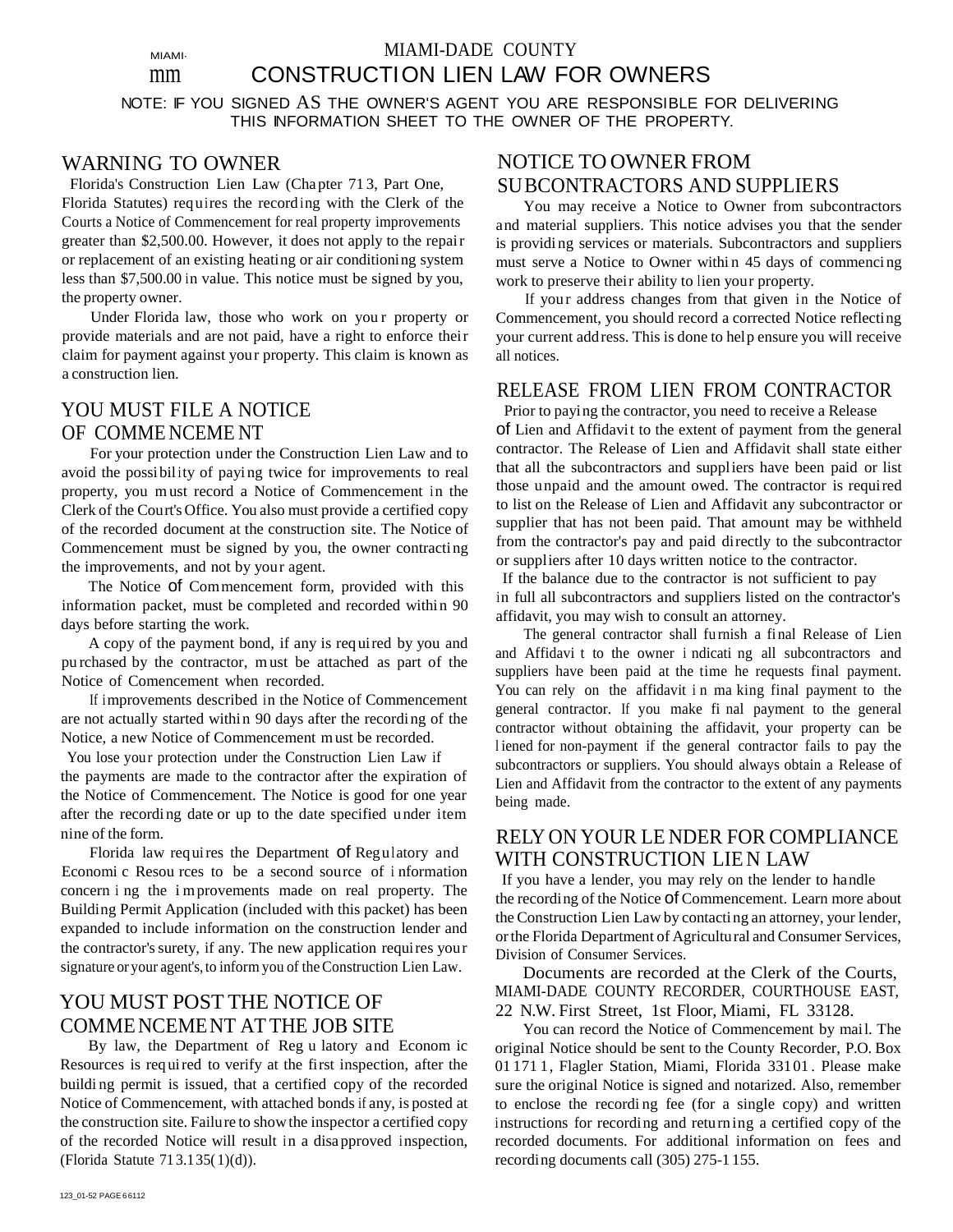MIAMI-
mm

# MIAMI-DADE COUNTY
# CONSTRUCTION LIEN LAW FOR OWNERS

NOTE: IF YOU SIGNED AS THE OWNER'S AGENT YOU ARE RESPONSIBLE FOR DELIVERING THIS INFORMATION SHEET TO THE OWNER OF THE PROPERTY.

## WARNING TO OWNER

Florida's Construction Lien Law (Chapter 713, Part One, Florida Statutes) requires the recording with the Clerk of the Courts a Notice of Commencement for real property improvements greater than $2,500.00. However, it does not apply to the repair or replacement of an existing heating or air conditioning system less than $7,500.00 in value. This notice must be signed by you, the property owner.

Under Florida law, those who work on your property or provide materials and are not paid, have a right to enforce their claim for payment against your property. This claim is known as a construction lien.

## YOU MUST FILE A NOTICE OF COMMENCEMENT

For your protection under the Construction Lien Law and to avoid the possibility of paying twice for improvements to real property, you must record a Notice of Commencement in the Clerk of the Court's Office. You also must provide a certified copy of the recorded document at the construction site. The Notice of Commencement must be signed by you, the owner contracting the improvements, and not by your agent.

The Notice of Commencement form, provided with this information packet, must be completed and recorded within 90 days before starting the work.

A copy of the payment bond, if any is required by you and purchased by the contractor, must be attached as part of the Notice of Comencement when recorded.

If improvements described in the Notice of Commencement are not actually started within 90 days after the recording of the Notice, a new Notice of Commencement must be recorded.

You lose your protection under the Construction Lien Law if the payments are made to the contractor after the expiration of the Notice of Commencement. The Notice is good for one year after the recording date or up to the date specified under item nine of the form.

Florida law requires the Department of Regulatory and Economic Resources to be a second source of information concerning the improvements made on real property. The Building Permit Application (included with this packet) has been expanded to include information on the construction lender and the contractor's surety, if any. The new application requires your signature or your agent's, to inform you of the Construction Lien Law.

## YOU MUST POST THE NOTICE OF COMMENCEMENT AT THE JOB SITE

By law, the Department of Regulatory and Economic Resources is required to verify at the first inspection, after the building permit is issued, that a certified copy of the recorded Notice of Commencement, with attached bonds if any, is posted at the construction site. Failure to show the inspector a certified copy of the recorded Notice will result in a disapproved inspection, (Florida Statute 713.135(1)(d)).

## NOTICE TO OWNER FROM SUBCONTRACTORS AND SUPPLIERS

You may receive a Notice to Owner from subcontractors and material suppliers. This notice advises you that the sender is providing services or materials. Subcontractors and suppliers must serve a Notice to Owner within 45 days of commencing work to preserve their ability to lien your property.

If your address changes from that given in the Notice of Commencement, you should record a corrected Notice reflecting your current address. This is done to help ensure you will receive all notices.

## RELEASE FROM LIEN FROM CONTRACTOR

Prior to paying the contractor, you need to receive a Release of Lien and Affidavit to the extent of payment from the general contractor. The Release of Lien and Affidavit shall state either that all the subcontractors and suppliers have been paid or list those unpaid and the amount owed. The contractor is required to list on the Release of Lien and Affidavit any subcontractor or supplier that has not been paid. That amount may be withheld from the contractor's pay and paid directly to the subcontractor or suppliers after 10 days written notice to the contractor.

If the balance due to the contractor is not sufficient to pay in full all subcontractors and suppliers listed on the contractor's affidavit, you may wish to consult an attorney.

The general contractor shall furnish a final Release of Lien and Affidavit to the owner indicating all subcontractors and suppliers have been paid at the time he requests final payment. You can rely on the affidavit in making final payment to the general contractor. If you make final payment to the general contractor without obtaining the affidavit, your property can be liened for non-payment if the general contractor fails to pay the subcontractors or suppliers. You should always obtain a Release of Lien and Affidavit from the contractor to the extent of any payments being made.

## RELY ON YOUR LENDER FOR COMPLIANCE WITH CONSTRUCTION LIEN LAW

If you have a lender, you may rely on the lender to handle the recording of the Notice of Commencement. Learn more about the Construction Lien Law by contacting an attorney, your lender, or the Florida Department of Agricultural and Consumer Services, Division of Consumer Services.

Documents are recorded at the Clerk of the Courts, MIAMI-DADE COUNTY RECORDER, COURTHOUSE EAST, 22 N.W. First Street, 1st Floor, Miami, FL 33128.

You can record the Notice of Commencement by mail. The original Notice should be sent to the County Recorder, P.O. Box 011711, Flagler Station, Miami, Florida 33101. Please make sure the original Notice is signed and notarized. Also, remember to enclose the recording fee (for a single copy) and written instructions for recording and returning a certified copy of the recorded documents. For additional information on fees and recording documents call (305) 275-1155.

123_01-52 PAGE 6 6112